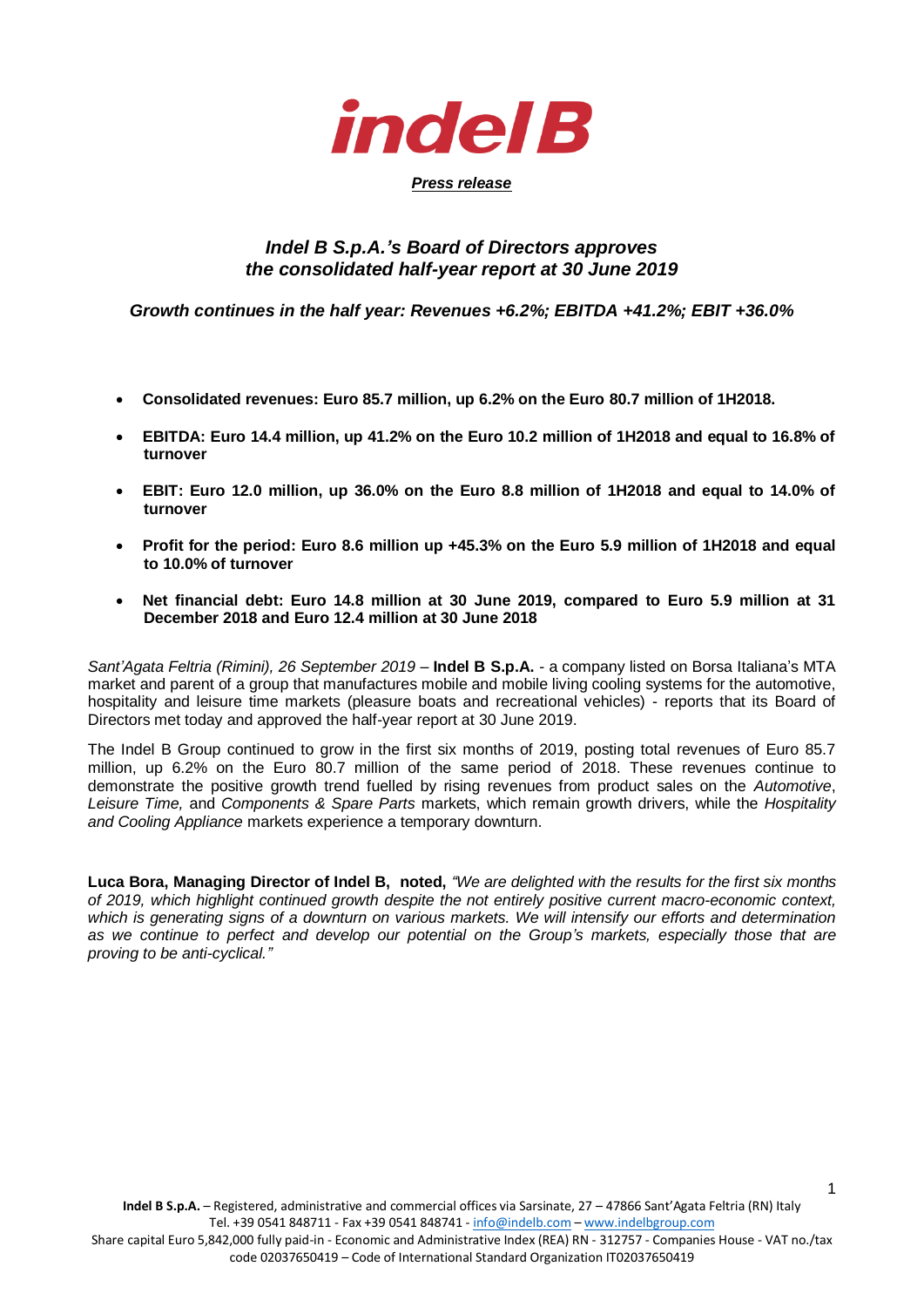**indel B**

***Press release***

## *Indel B S.p.A.'s Board of Directors approves the consolidated half-year report at 30 June 2019*

***Growth continues in the half year: Revenues +6.2%; EBITDA +41.2%; EBIT +36.0%***

- **Consolidated revenues: Euro 85.7 million, up 6.2% on the Euro 80.7 million of 1H2018.**
- **EBITDA: Euro 14.4 million, up 41.2% on the Euro 10.2 million of 1H2018 and equal to 16.8% of turnover**
- **EBIT: Euro 12.0 million, up 36.0% on the Euro 8.8 million of 1H2018 and equal to 14.0% of turnover**
- **Profit for the period: Euro 8.6 million up +45.3% on the Euro 5.9 million of 1H2018 and equal to 10.0% of turnover**
- **Net financial debt: Euro 14.8 million at 30 June 2019, compared to Euro 5.9 million at 31 December 2018 and Euro 12.4 million at 30 June 2018**

*Sant'Agata Feltria (Rimini), 26 September 2019* – **Indel B S.p.A.** - a company listed on Borsa Italiana's MTA market and parent of a group that manufactures mobile and mobile living cooling systems for the automotive, hospitality and leisure time markets (pleasure boats and recreational vehicles) - reports that its Board of Directors met today and approved the half-year report at 30 June 2019.

The Indel B Group continued to grow in the first six months of 2019, posting total revenues of Euro 85.7 million, up 6.2% on the Euro 80.7 million of the same period of 2018. These revenues continue to demonstrate the positive growth trend fuelled by rising revenues from product sales on the *Automotive*, *Leisure Time,* and *Components & Spare Parts* markets, which remain growth drivers, while the *Hospitality and Cooling Appliance* markets experience a temporary downturn.

**Luca Bora, Managing Director of Indel B, noted,** *"We are delighted with the results for the first six months of 2019, which highlight continued growth despite the not entirely positive current macro-economic context, which is generating signs of a downturn on various markets. We will intensify our efforts and determination as we continue to perfect and develop our potential on the Group's markets, especially those that are proving to be anti-cyclical."*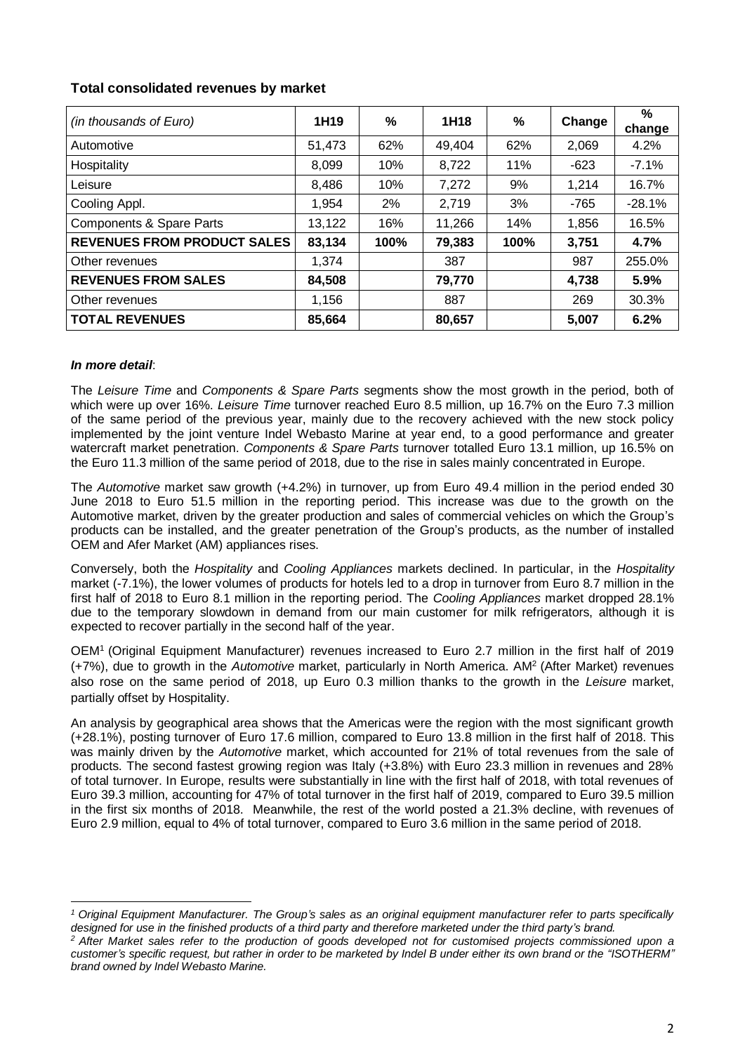## Total consolidated revenues by market

| *(in thousands of Euro)* | 1H19 | % | 1H18 | % | Change | % change |
|---|---|---|---|---|---|---|
| Automotive | 51,473 | 62% | 49,404 | 62% | 2,069 | 4.2% |
| Hospitality | 8,099 | 10% | 8,722 | 11% | -623 | -7.1% |
| Leisure | 8,486 | 10% | 7,272 | 9% | 1,214 | 16.7% |
| Cooling Appl. | 1,954 | 2% | 2,719 | 3% | -765 | -28.1% |
| Components & Spare Parts | 13,122 | 16% | 11,266 | 14% | 1,856 | 16.5% |
| **REVENUES FROM PRODUCT SALES** | **83,134** | **100%** | **79,383** | **100%** | **3,751** | **4.7%** |
| Other revenues | 1,374 | | 387 | | 987 | 255.0% |
| **REVENUES FROM SALES** | **84,508** | | **79,770** | | **4,738** | **5.9%** |
| Other revenues | 1,156 | | 887 | | 269 | 30.3% |
| **TOTAL REVENUES** | **85,664** | | **80,657** | | **5,007** | **6.2%** |

***In more detail***:

The *Leisure Time* and *Components & Spare Parts* segments show the most growth in the period, both of which were up over 16%. *Leisure Time* turnover reached Euro 8.5 million, up 16.7% on the Euro 7.3 million of the same period of the previous year, mainly due to the recovery achieved with the new stock policy implemented by the joint venture Indel Webasto Marine at year end, to a good performance and greater watercraft market penetration. *Components & Spare Parts* turnover totalled Euro 13.1 million, up 16.5% on the Euro 11.3 million of the same period of 2018, due to the rise in sales mainly concentrated in Europe.

The *Automotive* market saw growth (+4.2%) in turnover, up from Euro 49.4 million in the period ended 30 June 2018 to Euro 51.5 million in the reporting period. This increase was due to the growth on the Automotive market, driven by the greater production and sales of commercial vehicles on which the Group's products can be installed, and the greater penetration of the Group's products, as the number of installed OEM and Afer Market (AM) appliances rises.

Conversely, both the *Hospitality* and *Cooling Appliances* markets declined. In particular, in the *Hospitality* market (-7.1%), the lower volumes of products for hotels led to a drop in turnover from Euro 8.7 million in the first half of 2018 to Euro 8.1 million in the reporting period. The *Cooling Appliances* market dropped 28.1% due to the temporary slowdown in demand from our main customer for milk refrigerators, although it is expected to recover partially in the second half of the year.

OEM[1] (Original Equipment Manufacturer) revenues increased to Euro 2.7 million in the first half of 2019 (+7%), due to growth in the *Automotive* market, particularly in North America. AM[2] (After Market) revenues also rose on the same period of 2018, up Euro 0.3 million thanks to the growth in the *Leisure* market, partially offset by Hospitality.

An analysis by geographical area shows that the Americas were the region with the most significant growth (+28.1%), posting turnover of Euro 17.6 million, compared to Euro 13.8 million in the first half of 2018. This was mainly driven by the *Automotive* market, which accounted for 21% of total revenues from the sale of products. The second fastest growing region was Italy (+3.8%) with Euro 23.3 million in revenues and 28% of total turnover. In Europe, results were substantially in line with the first half of 2018, with total revenues of Euro 39.3 million, accounting for 47% of total turnover in the first half of 2019, compared to Euro 39.5 million in the first six months of 2018. Meanwhile, the rest of the world posted a 21.3% decline, with revenues of Euro 2.9 million, equal to 4% of total turnover, compared to Euro 3.6 million in the same period of 2018.

---

[1] *Original Equipment Manufacturer. The Group's sales as an original equipment manufacturer refer to parts specifically designed for use in the finished products of a third party and therefore marketed under the third party's brand.*

[2] *After Market sales refer to the production of goods developed not for customised projects commissioned upon a customer's specific request, but rather in order to be marketed by Indel B under either its own brand or the "ISOTHERM" brand owned by Indel Webasto Marine.*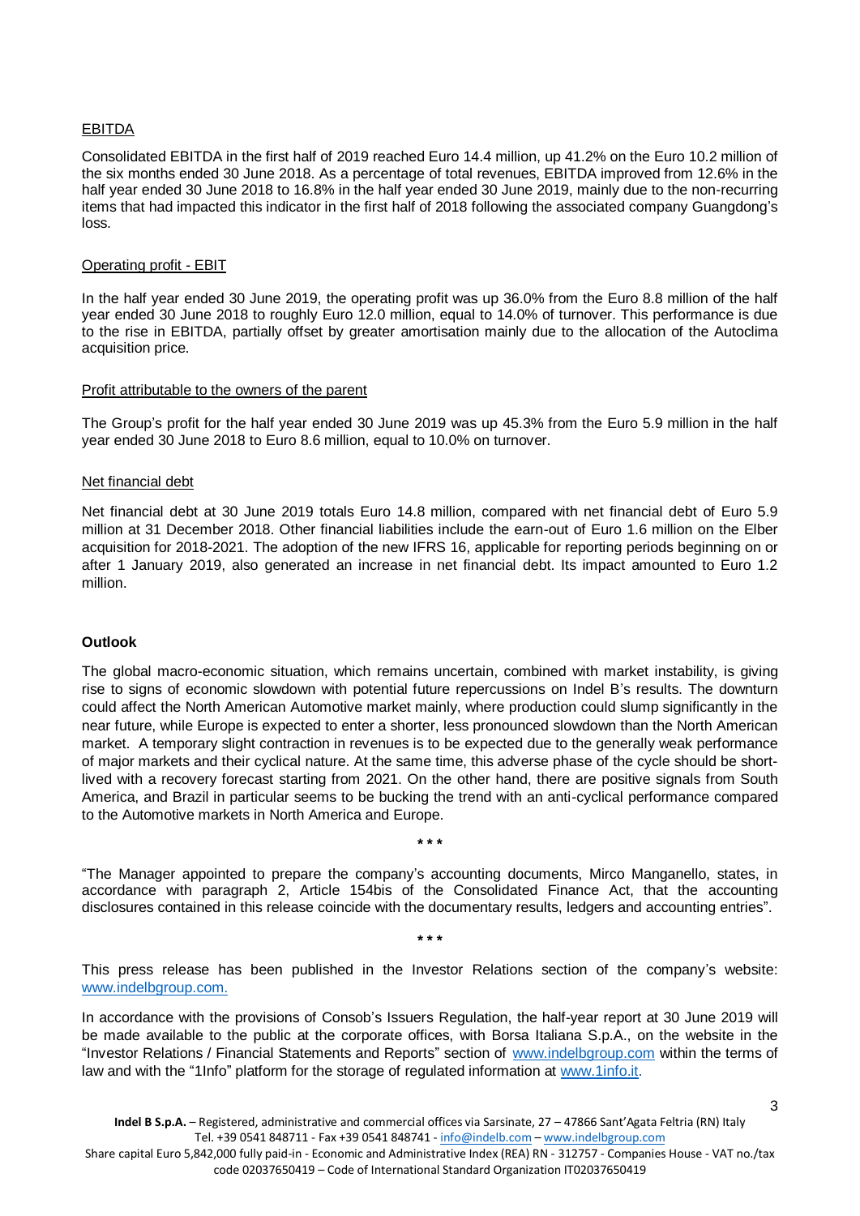EBITDA

Consolidated EBITDA in the first half of 2019 reached Euro 14.4 million, up 41.2% on the Euro 10.2 million of the six months ended 30 June 2018. As a percentage of total revenues, EBITDA improved from 12.6% in the half year ended 30 June 2018 to 16.8% in the half year ended 30 June 2019, mainly due to the non-recurring items that had impacted this indicator in the first half of 2018 following the associated company Guangdong's loss.

Operating profit - EBIT

In the half year ended 30 June 2019, the operating profit was up 36.0% from the Euro 8.8 million of the half year ended 30 June 2018 to roughly Euro 12.0 million, equal to 14.0% of turnover. This performance is due to the rise in EBITDA, partially offset by greater amortisation mainly due to the allocation of the Autoclima acquisition price.

Profit attributable to the owners of the parent

The Group's profit for the half year ended 30 June 2019 was up 45.3% from the Euro 5.9 million in the half year ended 30 June 2018 to Euro 8.6 million, equal to 10.0% on turnover.

Net financial debt

Net financial debt at 30 June 2019 totals Euro 14.8 million, compared with net financial debt of Euro 5.9 million at 31 December 2018. Other financial liabilities include the earn-out of Euro 1.6 million on the Elber acquisition for 2018-2021. The adoption of the new IFRS 16, applicable for reporting periods beginning on or after 1 January 2019, also generated an increase in net financial debt. Its impact amounted to Euro 1.2 million.

**Outlook**

The global macro-economic situation, which remains uncertain, combined with market instability, is giving rise to signs of economic slowdown with potential future repercussions on Indel B's results. The downturn could affect the North American Automotive market mainly, where production could slump significantly in the near future, while Europe is expected to enter a shorter, less pronounced slowdown than the North American market. A temporary slight contraction in revenues is to be expected due to the generally weak performance of major markets and their cyclical nature. At the same time, this adverse phase of the cycle should be short-lived with a recovery forecast starting from 2021. On the other hand, there are positive signals from South America, and Brazil in particular seems to be bucking the trend with an anti-cyclical performance compared to the Automotive markets in North America and Europe.

\* \* \*

"The Manager appointed to prepare the company's accounting documents, Mirco Manganello, states, in accordance with paragraph 2, Article 154bis of the Consolidated Finance Act, that the accounting disclosures contained in this release coincide with the documentary results, ledgers and accounting entries".

\* \* \*

This press release has been published in the Investor Relations section of the company's website: www.indelbgroup.com.

In accordance with the provisions of Consob's Issuers Regulation, the half-year report at 30 June 2019 will be made available to the public at the corporate offices, with Borsa Italiana S.p.A., on the website in the "Investor Relations / Financial Statements and Reports" section of www.indelbgroup.com within the terms of law and with the "1Info" platform for the storage of regulated information at www.1info.it.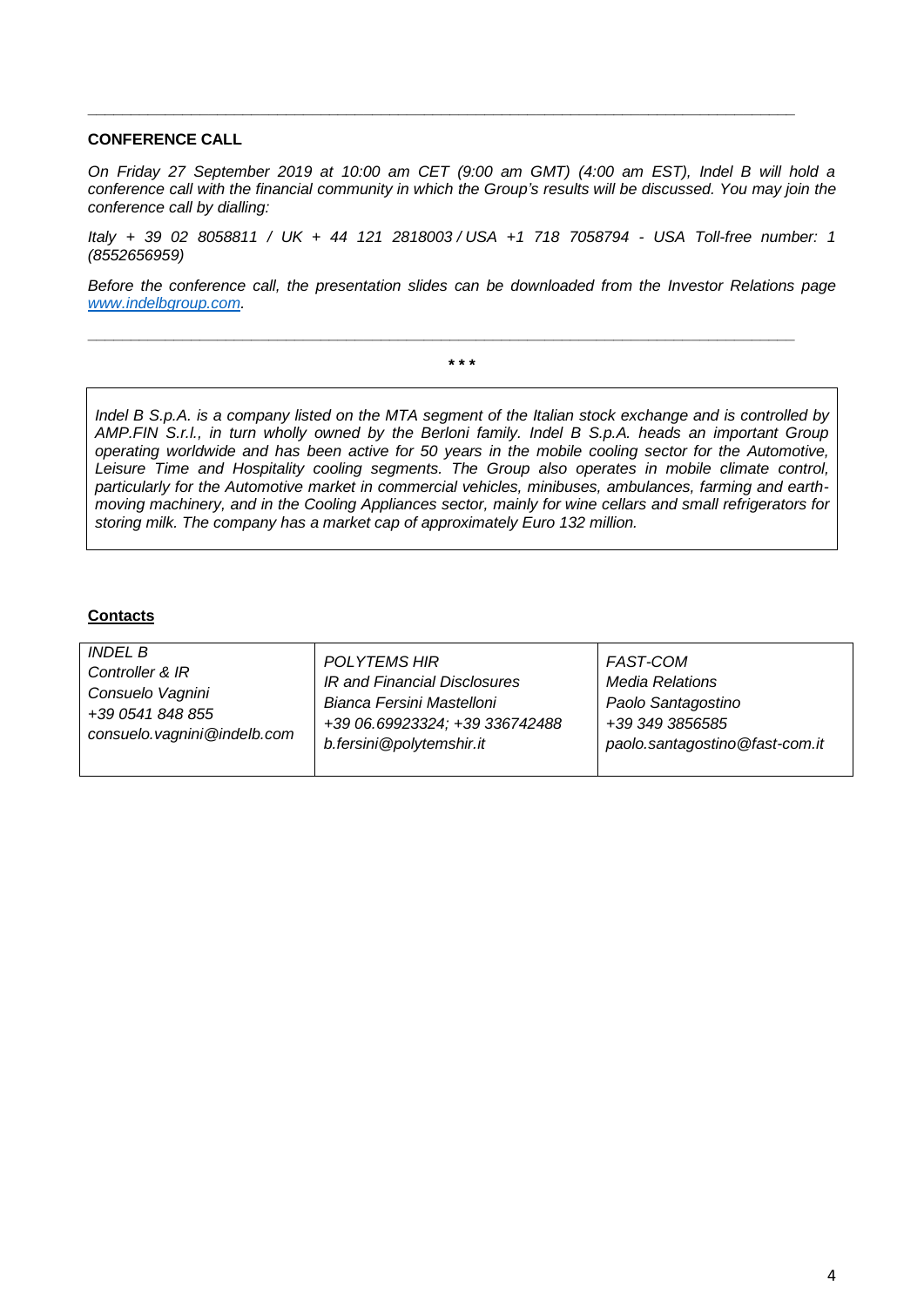---

**CONFERENCE CALL**

*On Friday 27 September 2019 at 10:00 am CET (9:00 am GMT) (4:00 am EST), Indel B will hold a conference call with the financial community in which the Group's results will be discussed. You may join the conference call by dialling:*

*Italy + 39 02 8058811 / UK + 44 121 2818003 / USA +1 718 7058794 - USA Toll-free number: 1 (8552656959)*

*Before the conference call, the presentation slides can be downloaded from the Investor Relations page [www.indelbgroup.com](www.indelbgroup.com).*

---

\* \* \*

*Indel B S.p.A. is a company listed on the MTA segment of the Italian stock exchange and is controlled by AMP.FIN S.r.l., in turn wholly owned by the Berloni family. Indel B S.p.A. heads an important Group operating worldwide and has been active for 50 years in the mobile cooling sector for the Automotive, Leisure Time and Hospitality cooling segments. The Group also operates in mobile climate control, particularly for the Automotive market in commercial vehicles, minibuses, ambulances, farming and earth-moving machinery, and in the Cooling Appliances sector, mainly for wine cellars and small refrigerators for storing milk. The company has a market cap of approximately Euro 132 million.*

**Contacts**

| *INDEL B*<br>*Controller & IR*<br>*Consuelo Vagnini*<br>*+39 0541 848 855*<br>*consuelo.vagnini@indelb.com* | *POLYTEMS HIR*<br>*IR and Financial Disclosures*<br>*Bianca Fersini Mastelloni*<br>*+39 06.69923324; +39 336742488*<br>*b.fersini@polytemshir.it* | *FAST-COM*<br>*Media Relations*<br>*Paolo Santagostino*<br>*+39 349 3856585*<br>*paolo.santagostino@fast-com.it* |
|---|---|---|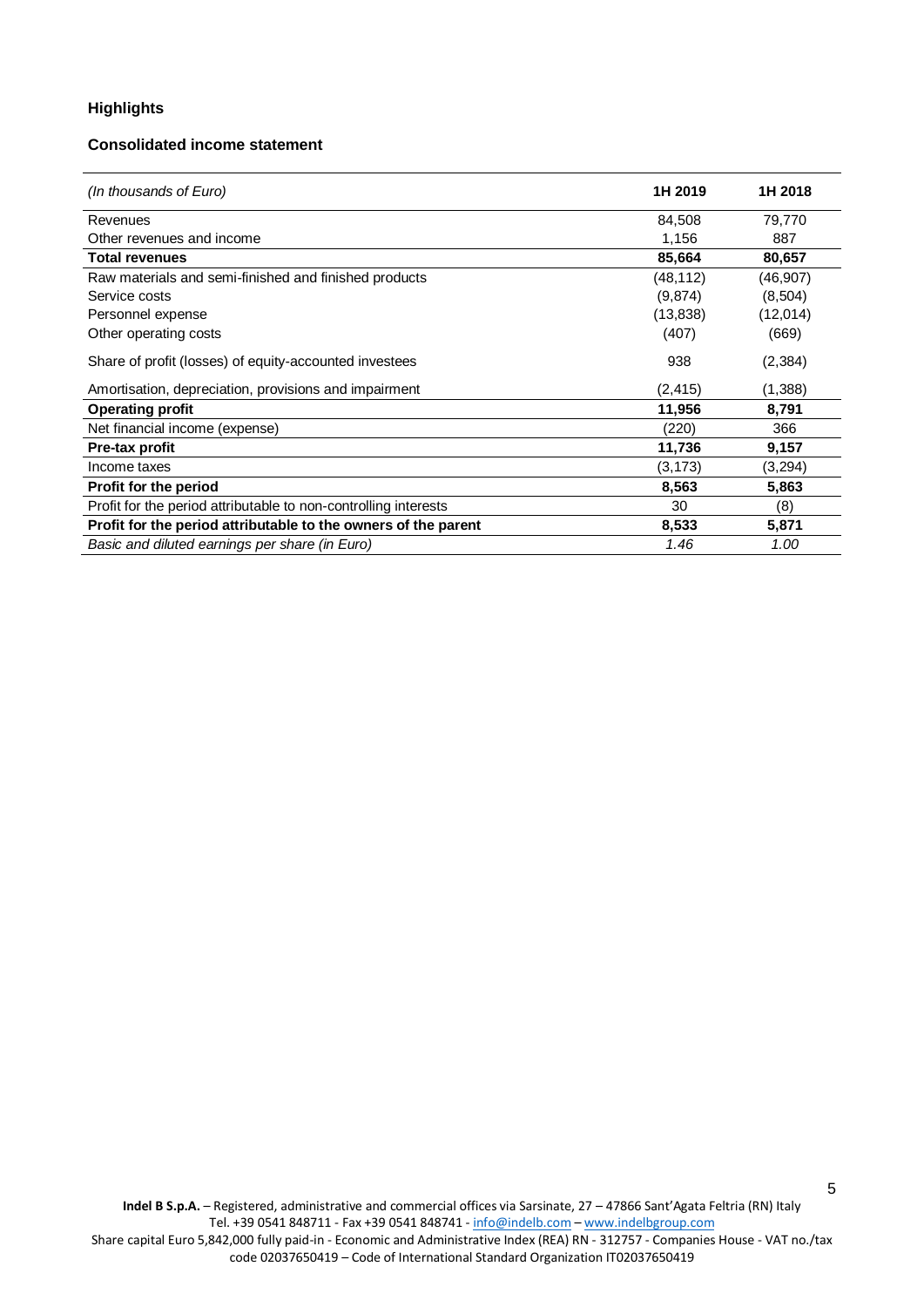## Highlights

### Consolidated income statement

| *(In thousands of Euro)* | **1H 2019** | **1H 2018** |
|---|---|---|
| Revenues | 84,508 | 79,770 |
| Other revenues and income | 1,156 | 887 |
| **Total revenues** | **85,664** | **80,657** |
| Raw materials and semi-finished and finished products | (48,112) | (46,907) |
| Service costs | (9,874) | (8,504) |
| Personnel expense | (13,838) | (12,014) |
| Other operating costs | (407) | (669) |
| Share of profit (losses) of equity-accounted investees | 938 | (2,384) |
| Amortisation, depreciation, provisions and impairment | (2,415) | (1,388) |
| **Operating profit** | **11,956** | **8,791** |
| Net financial income (expense) | (220) | 366 |
| **Pre-tax profit** | **11,736** | **9,157** |
| Income taxes | (3,173) | (3,294) |
| **Profit for the period** | **8,563** | **5,863** |
| Profit for the period attributable to non-controlling interests | 30 | (8) |
| **Profit for the period attributable to the owners of the parent** | **8,533** | **5,871** |
| *Basic and diluted earnings per share (in Euro)* | *1.46* | *1.00* |

**Indel B S.p.A.** – Registered, administrative and commercial offices via Sarsinate, 27 – 47866 Sant'Agata Feltria (RN) Italy
Tel. +39 0541 848711 - Fax +39 0541 848741 - info@indelb.com – www.indelbgroup.com
Share capital Euro 5,842,000 fully paid-in - Economic and Administrative Index (REA) RN - 312757 - Companies House - VAT no./tax code 02037650419 – Code of International Standard Organization IT02037650419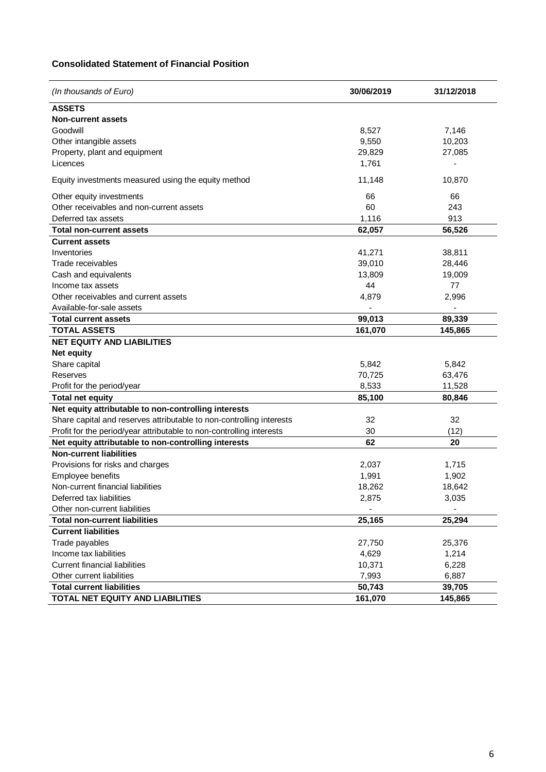**Consolidated Statement of Financial Position**

| *(In thousands of Euro)* | **30/06/2019** | **31/12/2018** |
|---|---|---|
| **ASSETS** | | |
| **Non-current assets** | | |
| Goodwill | 8,527 | 7,146 |
| Other intangible assets | 9,550 | 10,203 |
| Property, plant and equipment | 29,829 | 27,085 |
| Licences | 1,761 | - |
| Equity investments measured using the equity method | 11,148 | 10,870 |
| Other equity investments | 66 | 66 |
| Other receivables and non-current assets | 60 | 243 |
| Deferred tax assets | 1,116 | 913 |
| **Total non-current assets** | **62,057** | **56,526** |
| **Current assets** | | |
| Inventories | 41,271 | 38,811 |
| Trade receivables | 39,010 | 28,446 |
| Cash and equivalents | 13,809 | 19,009 |
| Income tax assets | 44 | 77 |
| Other receivables and current assets | 4,879 | 2,996 |
| Available-for-sale assets | - | - |
| **Total current assets** | **99,013** | **89,339** |
| **TOTAL ASSETS** | **161,070** | **145,865** |
| **NET EQUITY AND LIABILITIES** | | |
| **Net equity** | | |
| Share capital | 5,842 | 5,842 |
| Reserves | 70,725 | 63,476 |
| Profit for the period/year | 8,533 | 11,528 |
| **Total net equity** | **85,100** | **80,846** |
| **Net equity attributable to non-controlling interests** | | |
| Share capital and reserves attributable to non-controlling interests | 32 | 32 |
| Profit for the period/year attributable to non-controlling interests | 30 | (12) |
| **Net equity attributable to non-controlling interests** | **62** | **20** |
| **Non-current liabilities** | | |
| Provisions for risks and charges | 2,037 | 1,715 |
| Employee benefits | 1,991 | 1,902 |
| Non-current financial liabilities | 18,262 | 18,642 |
| Deferred tax liabilities | 2,875 | 3,035 |
| Other non-current liabilities | - | - |
| **Total non-current liabilities** | **25,165** | **25,294** |
| **Current liabilities** | | |
| Trade payables | 27,750 | 25,376 |
| Income tax liabilities | 4,629 | 1,214 |
| Current financial liabilities | 10,371 | 6,228 |
| Other current liabilities | 7,993 | 6,887 |
| **Total current liabilities** | **50,743** | **39,705** |
| **TOTAL NET EQUITY AND LIABILITIES** | **161,070** | **145,865** |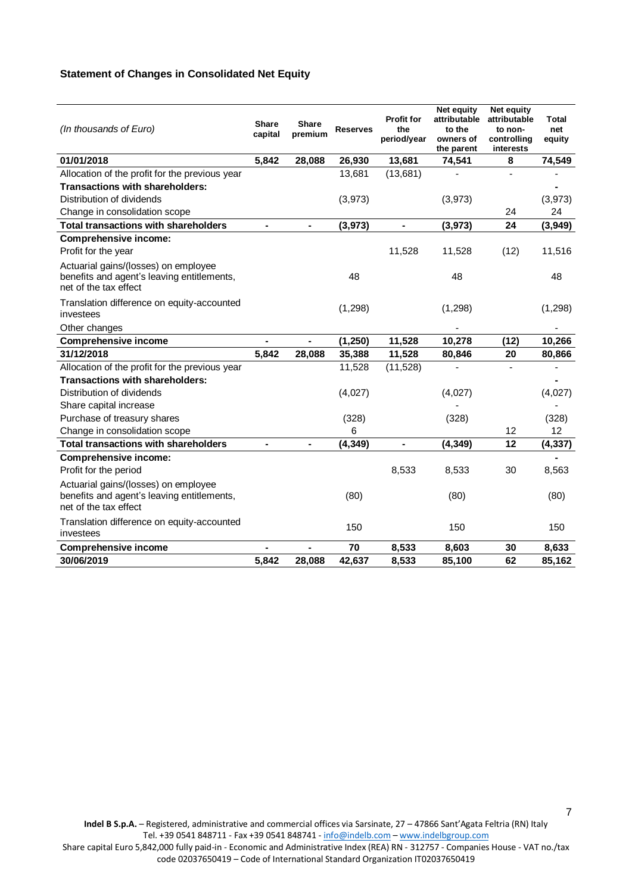**Statement of Changes in Consolidated Net Equity**

| *(In thousands of Euro)* | Share capital | Share premium | Reserves | Profit for the period/year | Net equity attributable to the owners of the parent | Net equity attributable to non-controlling interests | Total net equity |
|---|---|---|---|---|---|---|---|
| **01/01/2018** | **5,842** | **28,088** | **26,930** | **13,681** | **74,541** | **8** | **74,549** |
| Allocation of the profit for the previous year | | | 13,681 | (13,681) | - | - | - |
| **Transactions with shareholders:** | | | | | | | - |
| Distribution of dividends | | | (3,973) | | (3,973) | | (3,973) |
| Change in consolidation scope | | | | | | 24 | 24 |
| **Total transactions with shareholders** | **-** | **-** | **(3,973)** | **-** | **(3,973)** | **24** | **(3,949)** |
| **Comprehensive income:** | | | | | | | |
| Profit for the year | | | | 11,528 | 11,528 | (12) | 11,516 |
| Actuarial gains/(losses) on employee benefits and agent's leaving entitlements, net of the tax effect | | | 48 | | 48 | | 48 |
| Translation difference on equity-accounted investees | | | (1,298) | | (1,298) | | (1,298) |
| Other changes | | | | | - | | - |
| **Comprehensive income** | **-** | **-** | **(1,250)** | **11,528** | **10,278** | **(12)** | **10,266** |
| **31/12/2018** | **5,842** | **28,088** | **35,388** | **11,528** | **80,846** | **20** | **80,866** |
| Allocation of the profit for the previous year | | | 11,528 | (11,528) | - | - | - |
| **Transactions with shareholders:** | | | | | | | - |
| Distribution of dividends | | | (4,027) | | (4,027) | | (4,027) |
| Share capital increase | | | | | - | | - |
| Purchase of treasury shares | | | (328) | | (328) | | (328) |
| Change in consolidation scope | | | 6 | | | 12 | 12 |
| **Total transactions with shareholders** | **-** | **-** | **(4,349)** | **-** | **(4,349)** | **12** | **(4,337)** |
| **Comprehensive income:** | | | | | | | - |
| Profit for the period | | | | 8,533 | 8,533 | 30 | 8,563 |
| Actuarial gains/(losses) on employee benefits and agent's leaving entitlements, net of the tax effect | | | (80) | | (80) | | (80) |
| Translation difference on equity-accounted investees | | | 150 | | 150 | | 150 |
| **Comprehensive income** | **-** | **-** | **70** | **8,533** | **8,603** | **30** | **8,633** |
| **30/06/2019** | **5,842** | **28,088** | **42,637** | **8,533** | **85,100** | **62** | **85,162** |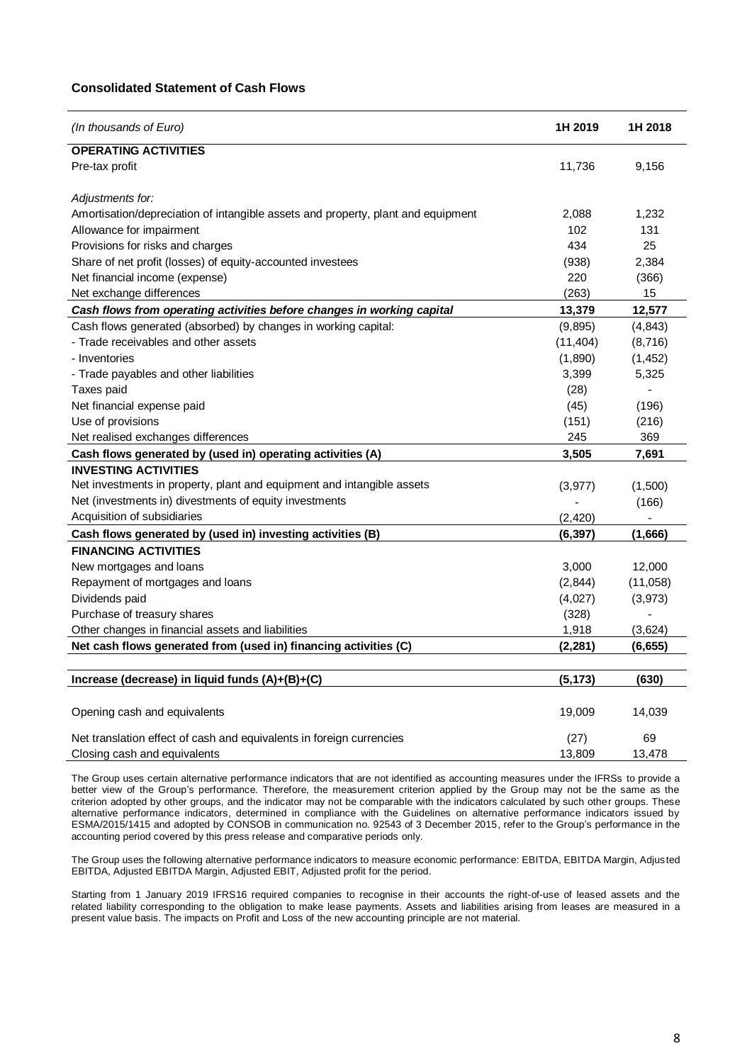## Consolidated Statement of Cash Flows

| *(In thousands of Euro)* | 1H 2019 | 1H 2018 |
|---|---|---|
| **OPERATING ACTIVITIES** | | |
| Pre-tax profit | 11,736 | 9,156 |
| *Adjustments for:* | | |
| Amortisation/depreciation of intangible assets and property, plant and equipment | 2,088 | 1,232 |
| Allowance for impairment | 102 | 131 |
| Provisions for risks and charges | 434 | 25 |
| Share of net profit (losses) of equity-accounted investees | (938) | 2,384 |
| Net financial income (expense) | 220 | (366) |
| Net exchange differences | (263) | 15 |
| ***Cash flows from operating activities before changes in working capital*** | **13,379** | **12,577** |
| Cash flows generated (absorbed) by changes in working capital: | (9,895) | (4,843) |
| - Trade receivables and other assets | (11,404) | (8,716) |
| - Inventories | (1,890) | (1,452) |
| - Trade payables and other liabilities | 3,399 | 5,325 |
| Taxes paid | (28) | - |
| Net financial expense paid | (45) | (196) |
| Use of provisions | (151) | (216) |
| Net realised exchanges differences | 245 | 369 |
| **Cash flows generated by (used in) operating activities (A)** | **3,505** | **7,691** |
| **INVESTING ACTIVITIES** | | |
| Net investments in property, plant and equipment and intangible assets | (3,977) | (1,500) |
| Net (investments in) divestments of equity investments | - | (166) |
| Acquisition of subsidiaries | (2,420) | - |
| **Cash flows generated by (used in) investing activities (B)** | **(6,397)** | **(1,666)** |
| **FINANCING ACTIVITIES** | | |
| New mortgages and loans | 3,000 | 12,000 |
| Repayment of mortgages and loans | (2,844) | (11,058) |
| Dividends paid | (4,027) | (3,973) |
| Purchase of treasury shares | (328) | - |
| Other changes in financial assets and liabilities | 1,918 | (3,624) |
| **Net cash flows generated from (used in) financing activities (C)** | **(2,281)** | **(6,655)** |
| **Increase (decrease) in liquid funds (A)+(B)+(C)** | **(5,173)** | **(630)** |
| Opening cash and equivalents | 19,009 | 14,039 |
| Net translation effect of cash and equivalents in foreign currencies | (27) | 69 |
| Closing cash and equivalents | 13,809 | 13,478 |

The Group uses certain alternative performance indicators that are not identified as accounting measures under the IFRSs to provide a better view of the Group's performance. Therefore, the measurement criterion applied by the Group may not be the same as the criterion adopted by other groups, and the indicator may not be comparable with the indicators calculated by such other groups. These alternative performance indicators, determined in compliance with the Guidelines on alternative performance indicators issued by ESMA/2015/1415 and adopted by CONSOB in communication no. 92543 of 3 December 2015, refer to the Group's performance in the accounting period covered by this press release and comparative periods only.

The Group uses the following alternative performance indicators to measure economic performance: EBITDA, EBITDA Margin, Adjusted EBITDA, Adjusted EBITDA Margin, Adjusted EBIT, Adjusted profit for the period.

Starting from 1 January 2019 IFRS16 required companies to recognise in their accounts the right-of-use of leased assets and the related liability corresponding to the obligation to make lease payments. Assets and liabilities arising from leases are measured in a present value basis. The impacts on Profit and Loss of the new accounting principle are not material.